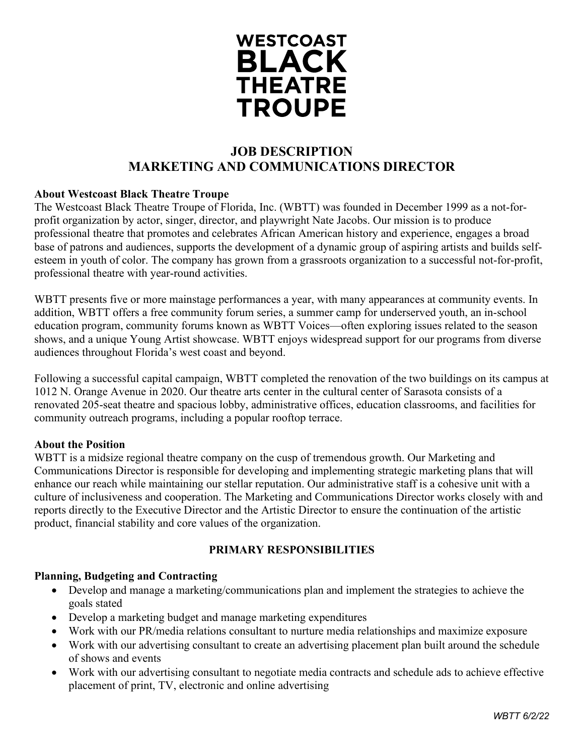**WESTCOAST BLACK THEATRE TROUPE**

# JOB DESCRIPTION
# MARKETING AND COMMUNICATIONS DIRECTOR

### About Westcoast Black Theatre Troupe

The Westcoast Black Theatre Troupe of Florida, Inc. (WBTT) was founded in December 1999 as a not-for-profit organization by actor, singer, director, and playwright Nate Jacobs. Our mission is to produce professional theatre that promotes and celebrates African American history and experience, engages a broad base of patrons and audiences, supports the development of a dynamic group of aspiring artists and builds self-esteem in youth of color. The company has grown from a grassroots organization to a successful not-for-profit, professional theatre with year-round activities.

WBTT presents five or more mainstage performances a year, with many appearances at community events. In addition, WBTT offers a free community forum series, a summer camp for underserved youth, an in-school education program, community forums known as WBTT Voices—often exploring issues related to the season shows, and a unique Young Artist showcase. WBTT enjoys widespread support for our programs from diverse audiences throughout Florida's west coast and beyond.

Following a successful capital campaign, WBTT completed the renovation of the two buildings on its campus at 1012 N. Orange Avenue in 2020. Our theatre arts center in the cultural center of Sarasota consists of a renovated 205-seat theatre and spacious lobby, administrative offices, education classrooms, and facilities for community outreach programs, including a popular rooftop terrace.

### About the Position

WBTT is a midsize regional theatre company on the cusp of tremendous growth. Our Marketing and Communications Director is responsible for developing and implementing strategic marketing plans that will enhance our reach while maintaining our stellar reputation. Our administrative staff is a cohesive unit with a culture of inclusiveness and cooperation. The Marketing and Communications Director works closely with and reports directly to the Executive Director and the Artistic Director to ensure the continuation of the artistic product, financial stability and core values of the organization.

## PRIMARY RESPONSIBILITIES

### Planning, Budgeting and Contracting

- Develop and manage a marketing/communications plan and implement the strategies to achieve the goals stated
- Develop a marketing budget and manage marketing expenditures
- Work with our PR/media relations consultant to nurture media relationships and maximize exposure
- Work with our advertising consultant to create an advertising placement plan built around the schedule of shows and events
- Work with our advertising consultant to negotiate media contracts and schedule ads to achieve effective placement of print, TV, electronic and online advertising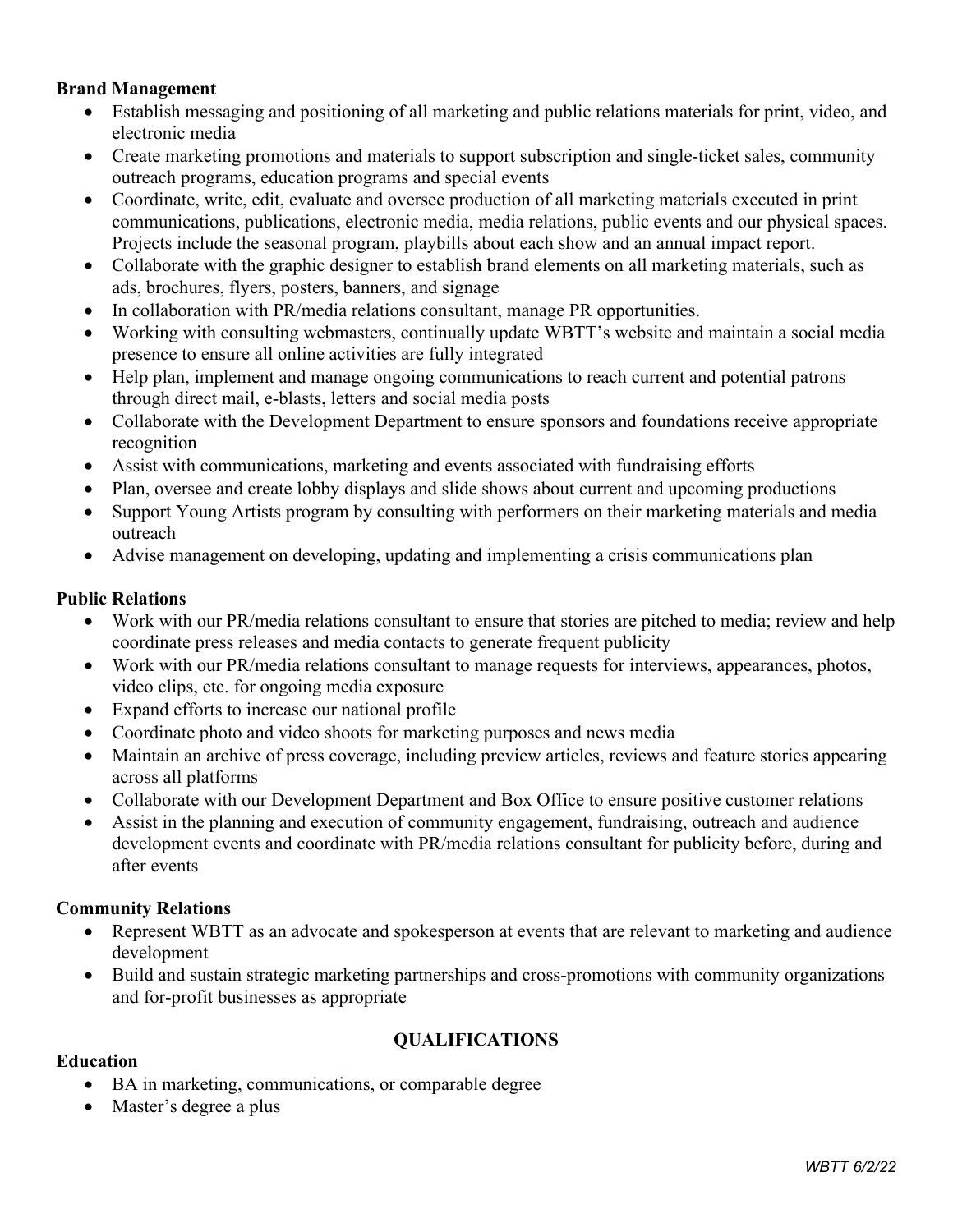**Brand Management**

- Establish messaging and positioning of all marketing and public relations materials for print, video, and electronic media
- Create marketing promotions and materials to support subscription and single-ticket sales, community outreach programs, education programs and special events
- Coordinate, write, edit, evaluate and oversee production of all marketing materials executed in print communications, publications, electronic media, media relations, public events and our physical spaces. Projects include the seasonal program, playbills about each show and an annual impact report.
- Collaborate with the graphic designer to establish brand elements on all marketing materials, such as ads, brochures, flyers, posters, banners, and signage
- In collaboration with PR/media relations consultant, manage PR opportunities.
- Working with consulting webmasters, continually update WBTT's website and maintain a social media presence to ensure all online activities are fully integrated
- Help plan, implement and manage ongoing communications to reach current and potential patrons through direct mail, e-blasts, letters and social media posts
- Collaborate with the Development Department to ensure sponsors and foundations receive appropriate recognition
- Assist with communications, marketing and events associated with fundraising efforts
- Plan, oversee and create lobby displays and slide shows about current and upcoming productions
- Support Young Artists program by consulting with performers on their marketing materials and media outreach
- Advise management on developing, updating and implementing a crisis communications plan

**Public Relations**

- Work with our PR/media relations consultant to ensure that stories are pitched to media; review and help coordinate press releases and media contacts to generate frequent publicity
- Work with our PR/media relations consultant to manage requests for interviews, appearances, photos, video clips, etc. for ongoing media exposure
- Expand efforts to increase our national profile
- Coordinate photo and video shoots for marketing purposes and news media
- Maintain an archive of press coverage, including preview articles, reviews and feature stories appearing across all platforms
- Collaborate with our Development Department and Box Office to ensure positive customer relations
- Assist in the planning and execution of community engagement, fundraising, outreach and audience development events and coordinate with PR/media relations consultant for publicity before, during and after events

**Community Relations**

- Represent WBTT as an advocate and spokesperson at events that are relevant to marketing and audience development
- Build and sustain strategic marketing partnerships and cross-promotions with community organizations and for-profit businesses as appropriate

## QUALIFICATIONS

**Education**

- BA in marketing, communications, or comparable degree
- Master's degree a plus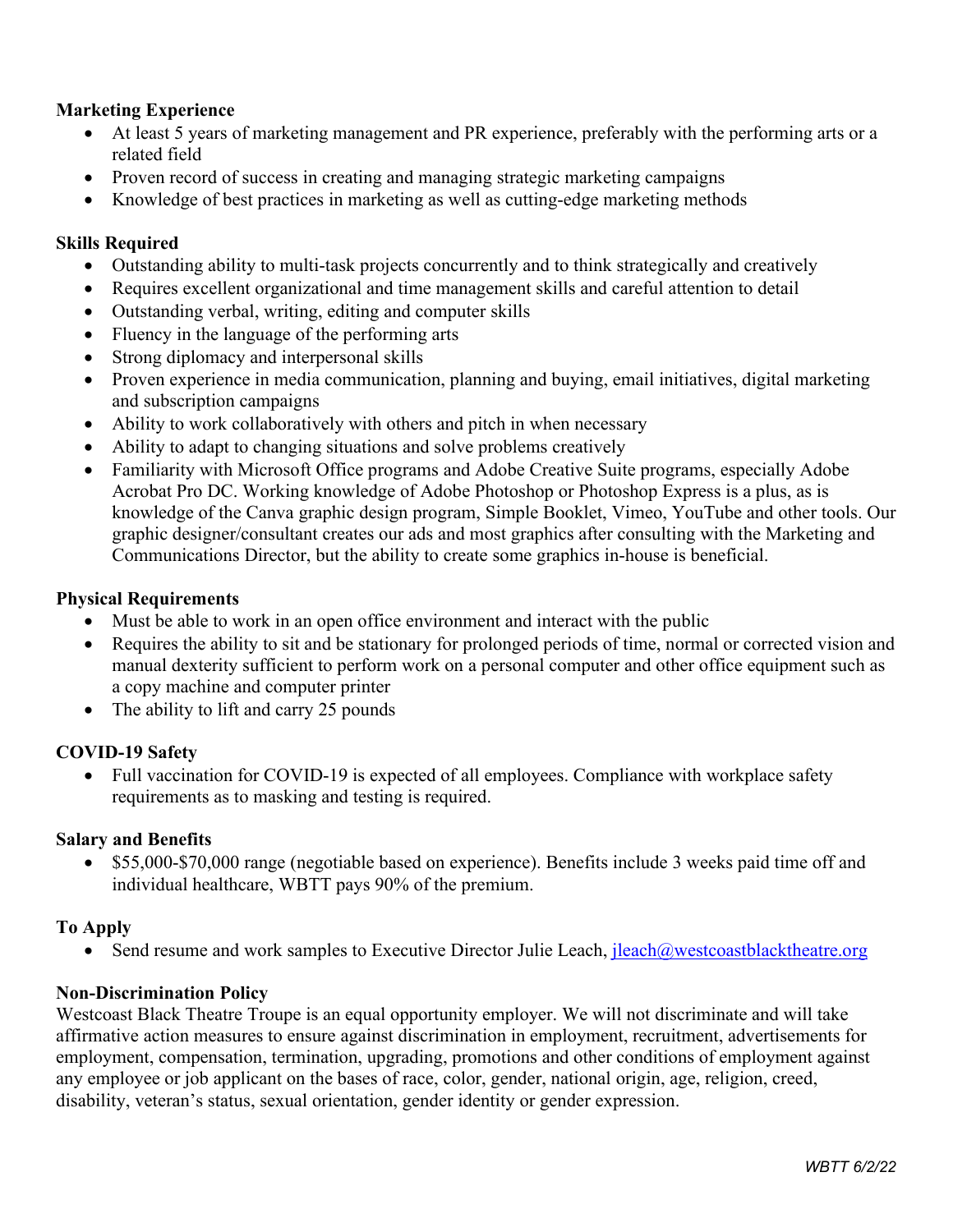**Marketing Experience**

- At least 5 years of marketing management and PR experience, preferably with the performing arts or a related field
- Proven record of success in creating and managing strategic marketing campaigns
- Knowledge of best practices in marketing as well as cutting-edge marketing methods

**Skills Required**

- Outstanding ability to multi-task projects concurrently and to think strategically and creatively
- Requires excellent organizational and time management skills and careful attention to detail
- Outstanding verbal, writing, editing and computer skills
- Fluency in the language of the performing arts
- Strong diplomacy and interpersonal skills
- Proven experience in media communication, planning and buying, email initiatives, digital marketing and subscription campaigns
- Ability to work collaboratively with others and pitch in when necessary
- Ability to adapt to changing situations and solve problems creatively
- Familiarity with Microsoft Office programs and Adobe Creative Suite programs, especially Adobe Acrobat Pro DC. Working knowledge of Adobe Photoshop or Photoshop Express is a plus, as is knowledge of the Canva graphic design program, Simple Booklet, Vimeo, YouTube and other tools. Our graphic designer/consultant creates our ads and most graphics after consulting with the Marketing and Communications Director, but the ability to create some graphics in-house is beneficial.

**Physical Requirements**

- Must be able to work in an open office environment and interact with the public
- Requires the ability to sit and be stationary for prolonged periods of time, normal or corrected vision and manual dexterity sufficient to perform work on a personal computer and other office equipment such as a copy machine and computer printer
- The ability to lift and carry 25 pounds

**COVID-19 Safety**

- Full vaccination for COVID-19 is expected of all employees. Compliance with workplace safety requirements as to masking and testing is required.

**Salary and Benefits**

- $55,000-$70,000 range (negotiable based on experience). Benefits include 3 weeks paid time off and individual healthcare, WBTT pays 90% of the premium.

**To Apply**

- Send resume and work samples to Executive Director Julie Leach, jleach@westcoastblacktheatre.org

**Non-Discrimination Policy**

Westcoast Black Theatre Troupe is an equal opportunity employer. We will not discriminate and will take affirmative action measures to ensure against discrimination in employment, recruitment, advertisements for employment, compensation, termination, upgrading, promotions and other conditions of employment against any employee or job applicant on the bases of race, color, gender, national origin, age, religion, creed, disability, veteran's status, sexual orientation, gender identity or gender expression.

*WBTT 6/2/22*